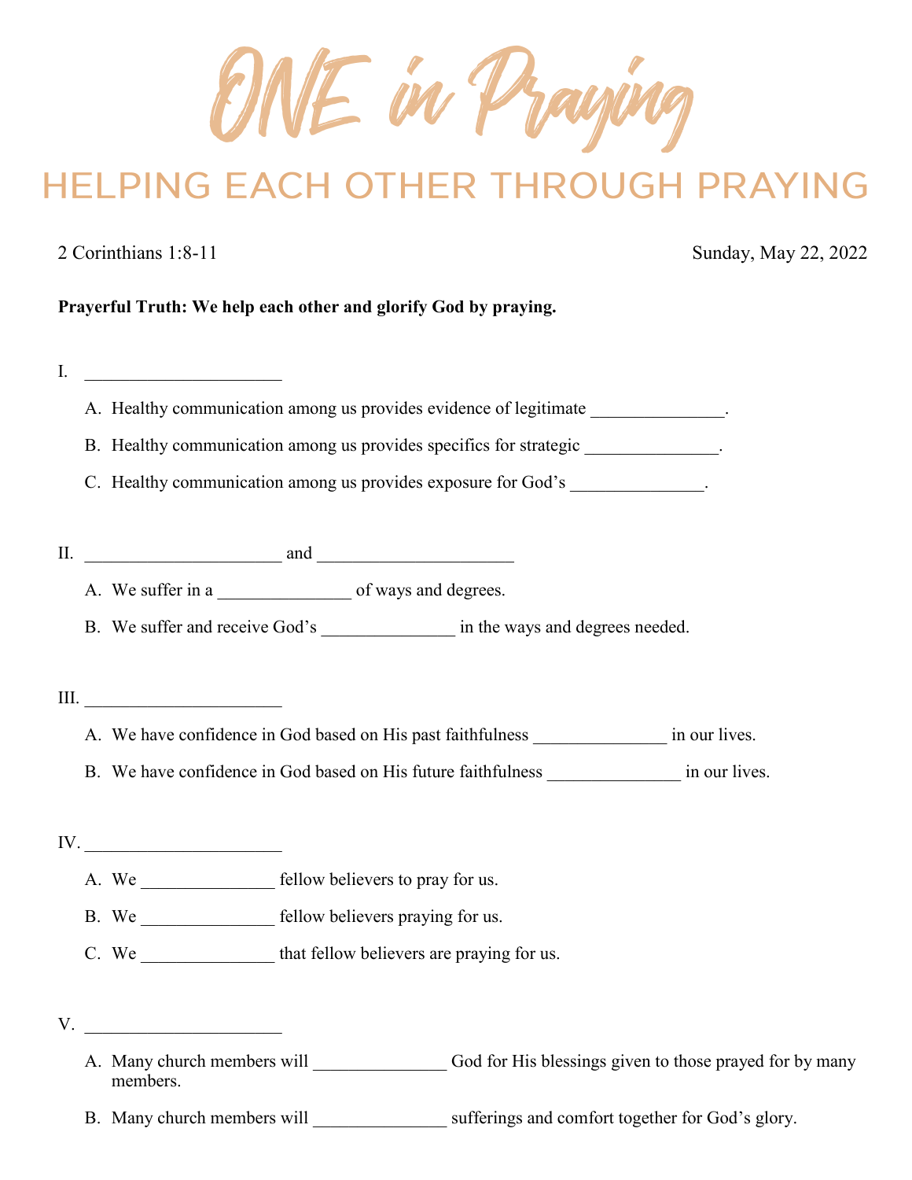# ONE in Praying

## HELPING EACH OTHER THROUGH PRAYING

2 Corinthians 1:8-11 — Sunday, May 22, 2022

**Prayerful Truth: We help each other and glorify God by praying.**

I. ______________________

A. Healthy communication among us provides evidence of legitimate _______________.

B. Healthy communication among us provides specifics for strategic _______________.

C. Healthy communication among us provides exposure for God's _______________.

II. ______________________ and ______________________

A. We suffer in a _______________ of ways and degrees.

B. We suffer and receive God's _______________ in the ways and degrees needed.

III. ______________________

A. We have confidence in God based on His past faithfulness _______________ in our lives.

B. We have confidence in God based on His future faithfulness _______________ in our lives.

IV. ______________________

A. We _______________ fellow believers to pray for us.

B. We _______________ fellow believers praying for us.

C. We _______________ that fellow believers are praying for us.

V. ______________________

A. Many church members will _______________ God for His blessings given to those prayed for by many members.

B. Many church members will _______________ sufferings and comfort together for God's glory.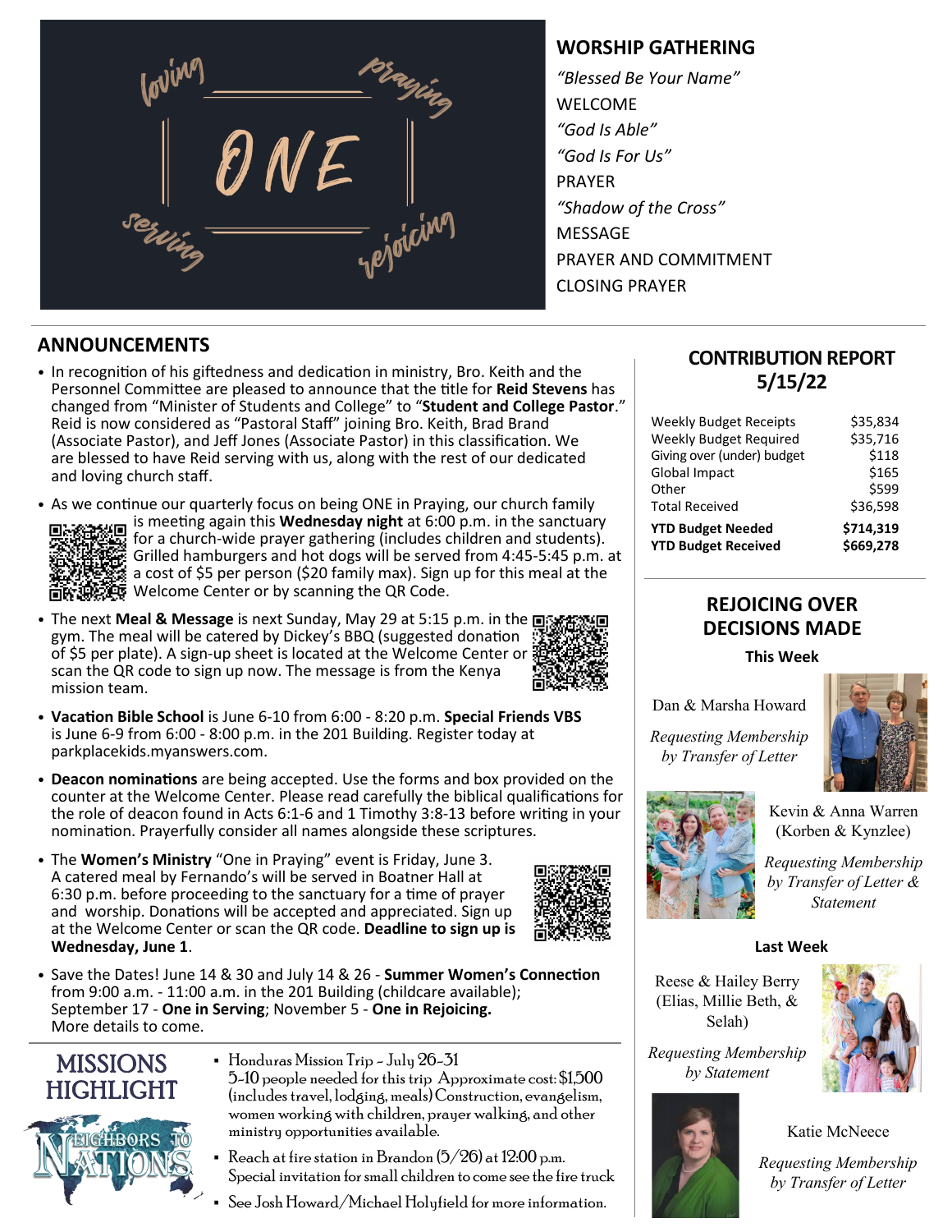loving — praying

ONE

serving — rejoicing

## WORSHIP GATHERING

*"Blessed Be Your Name"*
WELCOME
*"God Is Able"*
*"God Is For Us"*
PRAYER
*"Shadow of the Cross"*
MESSAGE
PRAYER AND COMMITMENT
CLOSING PRAYER

## ANNOUNCEMENTS

- In recognition of his giftedness and dedication in ministry, Bro. Keith and the Personnel Committee are pleased to announce that the title for **Reid Stevens** has changed from "Minister of Students and College" to "**Student and College Pastor**." Reid is now considered as "Pastoral Staff" joining Bro. Keith, Brad Brand (Associate Pastor), and Jeff Jones (Associate Pastor) in this classification. We are blessed to have Reid serving with us, along with the rest of our dedicated and loving church staff.
- As we continue our quarterly focus on being ONE in Praying, our church family is meeting again this **Wednesday night** at 6:00 p.m. in the sanctuary for a church-wide prayer gathering (includes children and students). Grilled hamburgers and hot dogs will be served from 4:45-5:45 p.m. at a cost of $5 per person ($20 family max). Sign up for this meal at the Welcome Center or by scanning the QR Code.
- The next **Meal & Message** is next Sunday, May 29 at 5:15 p.m. in the gym. The meal will be catered by Dickey's BBQ (suggested donation of $5 per plate). A sign-up sheet is located at the Welcome Center or scan the QR code to sign up now. The message is from the Kenya mission team.
- **Vacation Bible School** is June 6-10 from 6:00 - 8:20 p.m. **Special Friends VBS** is June 6-9 from 6:00 - 8:00 p.m. in the 201 Building. Register today at parkplacekids.myanswers.com.
- **Deacon nominations** are being accepted. Use the forms and box provided on the counter at the Welcome Center. Please read carefully the biblical qualifications for the role of deacon found in Acts 6:1-6 and 1 Timothy 3:8-13 before writing in your nomination. Prayerfully consider all names alongside these scriptures.
- The **Women's Ministry** "One in Praying" event is Friday, June 3. A catered meal by Fernando's will be served in Boatner Hall at 6:30 p.m. before proceeding to the sanctuary for a time of prayer and worship. Donations will be accepted and appreciated. Sign up at the Welcome Center or scan the QR code. **Deadline to sign up is Wednesday, June 1**.
- Save the Dates! June 14 & 30 and July 14 & 26 - **Summer Women's Connection** from 9:00 a.m. - 11:00 a.m. in the 201 Building (childcare available); September 17 - **One in Serving**; November 5 - **One in Rejoicing.** More details to come.

## MISSIONS HIGHLIGHT

NEIGHBORS TO NATIONS

- Honduras Mission Trip - July 26-31
  5-10 people needed for this trip Approximate cost: $1,500 (includes travel, lodging, meals) Construction, evangelism, women working with children, prayer walking, and other ministry opportunities available.
- Reach at fire station in Brandon (5/26) at 12:00 p.m. Special invitation for small children to come see the fire truck
- See Josh Howard/Michael Holyfield for more information.

## CONTRIBUTION REPORT 5/15/22

| | |
|---|---|
| Weekly Budget Receipts | $35,834 |
| Weekly Budget Required | $35,716 |
| Giving over (under) budget | $118 |
| Global Impact | $165 |
| Other | $599 |
| Total Received | $36,598 |
| **YTD Budget Needed** | **$714,319** |
| **YTD Budget Received** | **$669,278** |

## REJOICING OVER DECISIONS MADE

### This Week

Dan & Marsha Howard

*Requesting Membership by Transfer of Letter*

Kevin & Anna Warren (Korben & Kynzlee)

*Requesting Membership by Transfer of Letter & Statement*

### Last Week

Reese & Hailey Berry (Elias, Millie Beth, & Selah)

*Requesting Membership by Statement*

Katie McNeece

*Requesting Membership by Transfer of Letter*